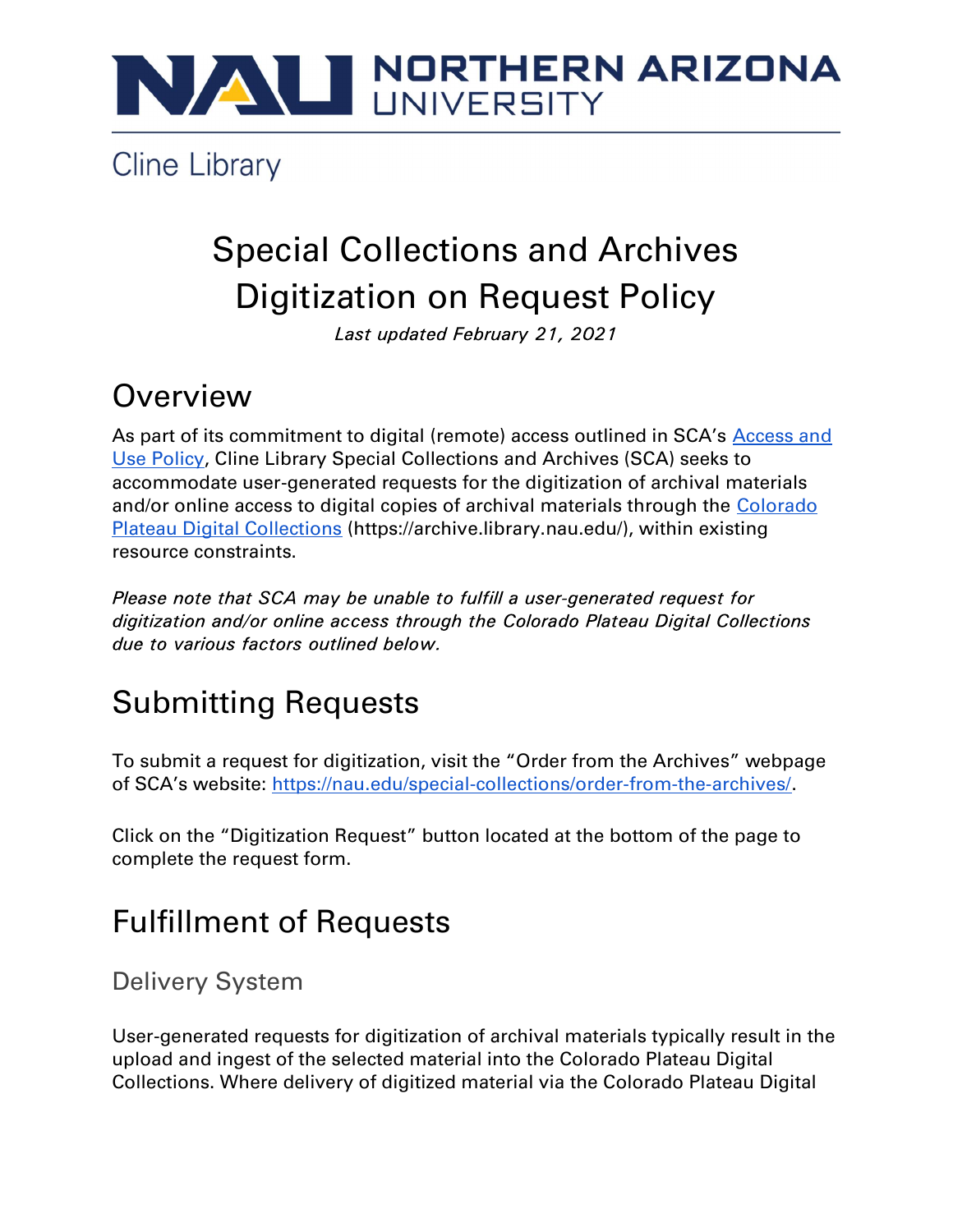NORTHERN ARIZONA UNIVERSITY

Cline Library

# Special Collections and Archives Digitization on Request Policy

*Last updated February 21, 2021*

## Overview

As part of its commitment to digital (remote) access outlined in SCA's [Access and Use Policy](), Cline Library Special Collections and Archives (SCA) seeks to accommodate user-generated requests for the digitization of archival materials and/or online access to digital copies of archival materials through the [Colorado Plateau Digital Collections]() (https://archive.library.nau.edu/), within existing resource constraints.

*Please note that SCA may be unable to fulfill a user-generated request for digitization and/or online access through the Colorado Plateau Digital Collections due to various factors outlined below.*

## Submitting Requests

To submit a request for digitization, visit the "Order from the Archives" webpage of SCA's website: https://nau.edu/special-collections/order-from-the-archives/.

Click on the "Digitization Request" button located at the bottom of the page to complete the request form.

## Fulfillment of Requests

### Delivery System

User-generated requests for digitization of archival materials typically result in the upload and ingest of the selected material into the Colorado Plateau Digital Collections. Where delivery of digitized material via the Colorado Plateau Digital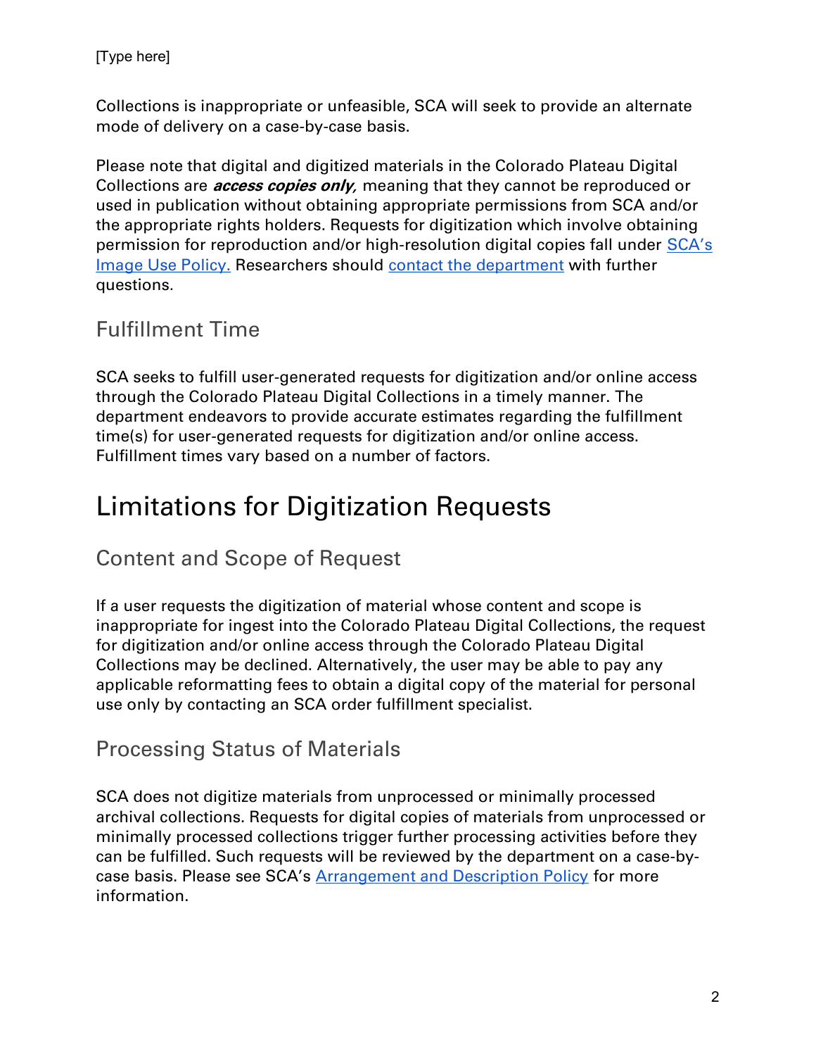Collections is inappropriate or unfeasible, SCA will seek to provide an alternate mode of delivery on a case-by-case basis.

Please note that digital and digitized materials in the Colorado Plateau Digital Collections are ***access copies only,*** meaning that they cannot be reproduced or used in publication without obtaining appropriate permissions from SCA and/or the appropriate rights holders. Requests for digitization which involve obtaining permission for reproduction and/or high-resolution digital copies fall under SCA's Image Use Policy. Researchers should contact the department with further questions.

### Fulfillment Time

SCA seeks to fulfill user-generated requests for digitization and/or online access through the Colorado Plateau Digital Collections in a timely manner. The department endeavors to provide accurate estimates regarding the fulfillment time(s) for user-generated requests for digitization and/or online access. Fulfillment times vary based on a number of factors.

## Limitations for Digitization Requests

### Content and Scope of Request

If a user requests the digitization of material whose content and scope is inappropriate for ingest into the Colorado Plateau Digital Collections, the request for digitization and/or online access through the Colorado Plateau Digital Collections may be declined. Alternatively, the user may be able to pay any applicable reformatting fees to obtain a digital copy of the material for personal use only by contacting an SCA order fulfillment specialist.

### Processing Status of Materials

SCA does not digitize materials from unprocessed or minimally processed archival collections. Requests for digital copies of materials from unprocessed or minimally processed collections trigger further processing activities before they can be fulfilled. Such requests will be reviewed by the department on a case-by-case basis. Please see SCA's Arrangement and Description Policy for more information.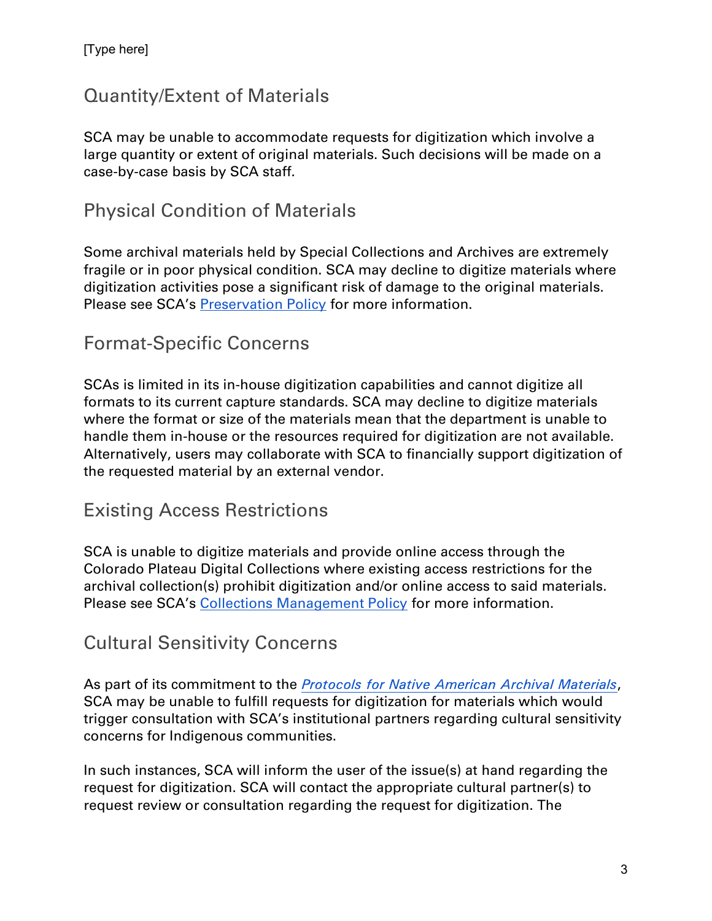## Quantity/Extent of Materials

SCA may be unable to accommodate requests for digitization which involve a large quantity or extent of original materials. Such decisions will be made on a case-by-case basis by SCA staff.

## Physical Condition of Materials

Some archival materials held by Special Collections and Archives are extremely fragile or in poor physical condition. SCA may decline to digitize materials where digitization activities pose a significant risk of damage to the original materials. Please see SCA's [Preservation Policy](#) for more information.

## Format-Specific Concerns

SCAs is limited in its in-house digitization capabilities and cannot digitize all formats to its current capture standards. SCA may decline to digitize materials where the format or size of the materials mean that the department is unable to handle them in-house or the resources required for digitization are not available. Alternatively, users may collaborate with SCA to financially support digitization of the requested material by an external vendor.

## Existing Access Restrictions

SCA is unable to digitize materials and provide online access through the Colorado Plateau Digital Collections where existing access restrictions for the archival collection(s) prohibit digitization and/or online access to said materials. Please see SCA's [Collections Management Policy](#) for more information.

## Cultural Sensitivity Concerns

As part of its commitment to the [*Protocols for Native American Archival Materials*](#), SCA may be unable to fulfill requests for digitization for materials which would trigger consultation with SCA's institutional partners regarding cultural sensitivity concerns for Indigenous communities.

In such instances, SCA will inform the user of the issue(s) at hand regarding the request for digitization. SCA will contact the appropriate cultural partner(s) to request review or consultation regarding the request for digitization. The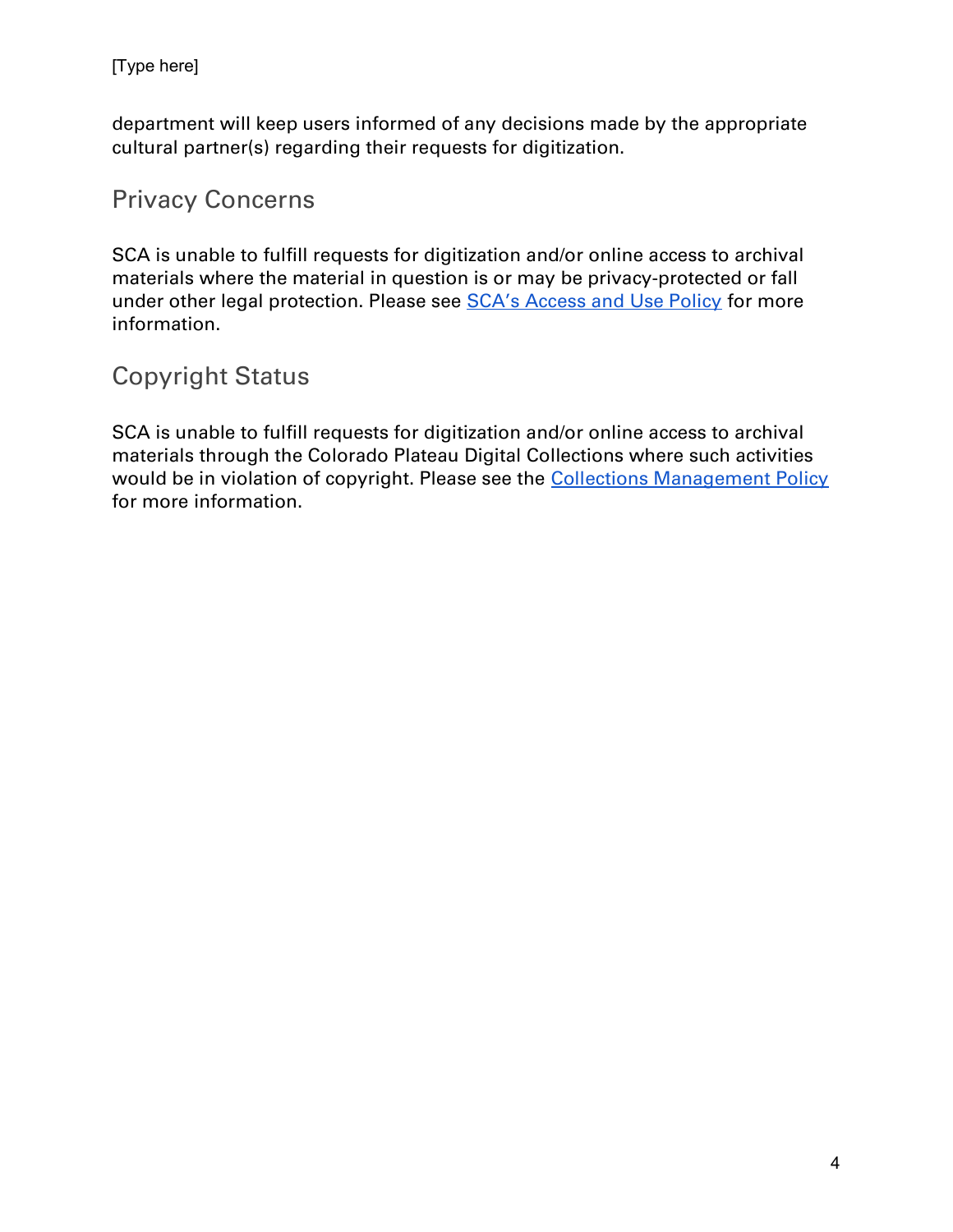department will keep users informed of any decisions made by the appropriate cultural partner(s) regarding their requests for digitization.

## Privacy Concerns

SCA is unable to fulfill requests for digitization and/or online access to archival materials where the material in question is or may be privacy-protected or fall under other legal protection. Please see SCA's Access and Use Policy for more information.

## Copyright Status

SCA is unable to fulfill requests for digitization and/or online access to archival materials through the Colorado Plateau Digital Collections where such activities would be in violation of copyright. Please see the Collections Management Policy for more information.